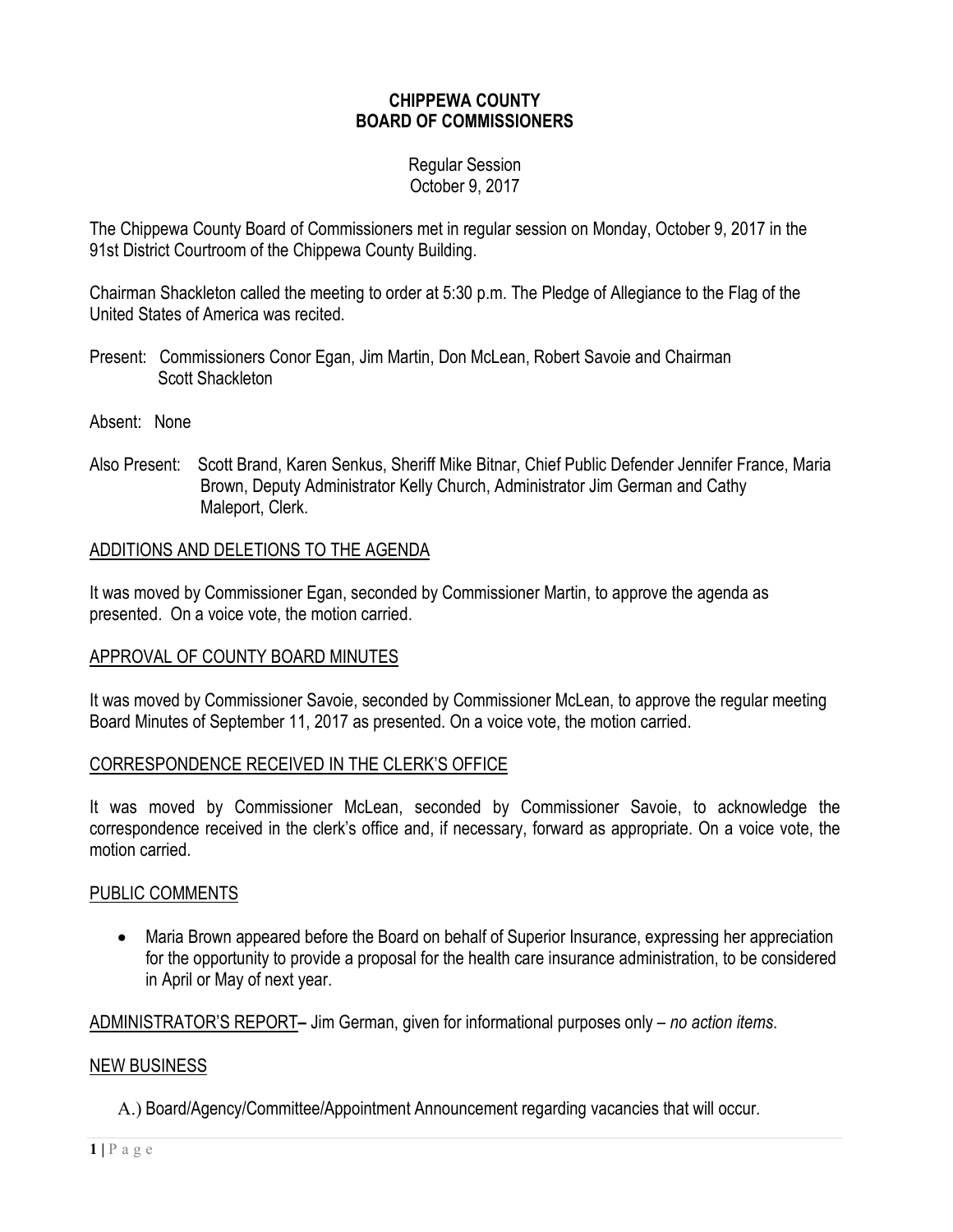# CHIPPEWA COUNTY
# BOARD OF COMMISSIONERS

Regular Session
October 9, 2017

The Chippewa County Board of Commissioners met in regular session on Monday, October 9, 2017 in the 91st District Courtroom of the Chippewa County Building.

Chairman Shackleton called the meeting to order at 5:30 p.m. The Pledge of Allegiance to the Flag of the United States of America was recited.

Present: Commissioners Conor Egan, Jim Martin, Don McLean, Robert Savoie and Chairman Scott Shackleton

Absent: None

Also Present: Scott Brand, Karen Senkus, Sheriff Mike Bitnar, Chief Public Defender Jennifer France, Maria Brown, Deputy Administrator Kelly Church, Administrator Jim German and Cathy Maleport, Clerk.

<u>ADDITIONS AND DELETIONS TO THE AGENDA</u>

It was moved by Commissioner Egan, seconded by Commissioner Martin, to approve the agenda as presented. On a voice vote, the motion carried.

<u>APPROVAL OF COUNTY BOARD MINUTES</u>

It was moved by Commissioner Savoie, seconded by Commissioner McLean, to approve the regular meeting Board Minutes of September 11, 2017 as presented. On a voice vote, the motion carried.

<u>CORRESPONDENCE RECEIVED IN THE CLERK'S OFFICE</u>

It was moved by Commissioner McLean, seconded by Commissioner Savoie, to acknowledge the correspondence received in the clerk's office and, if necessary, forward as appropriate. On a voice vote, the motion carried.

<u>PUBLIC COMMENTS</u>

- Maria Brown appeared before the Board on behalf of Superior Insurance, expressing her appreciation for the opportunity to provide a proposal for the health care insurance administration, to be considered in April or May of next year.

<u>ADMINISTRATOR'S REPORT</u>**–** Jim German, given for informational purposes only – *no action items*.

<u>NEW BUSINESS</u>

A.) Board/Agency/Committee/Appointment Announcement regarding vacancies that will occur.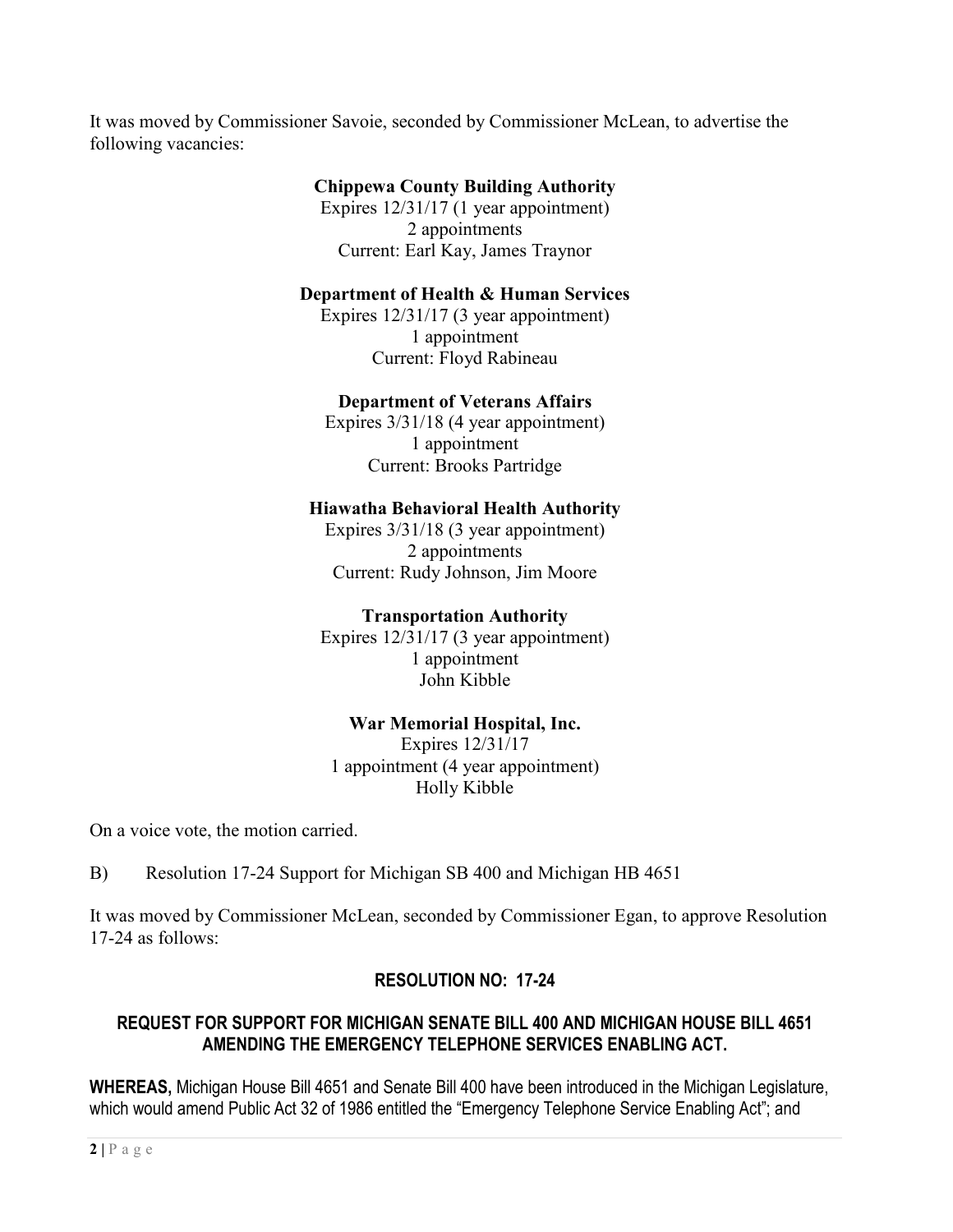It was moved by Commissioner Savoie, seconded by Commissioner McLean, to advertise the following vacancies:

**Chippewa County Building Authority**
Expires 12/31/17 (1 year appointment)
2 appointments
Current: Earl Kay, James Traynor

**Department of Health & Human Services**
Expires 12/31/17 (3 year appointment)
1 appointment
Current: Floyd Rabineau

**Department of Veterans Affairs**
Expires 3/31/18 (4 year appointment)
1 appointment
Current: Brooks Partridge

**Hiawatha Behavioral Health Authority**
Expires 3/31/18 (3 year appointment)
2 appointments
Current: Rudy Johnson, Jim Moore

**Transportation Authority**
Expires 12/31/17 (3 year appointment)
1 appointment
John Kibble

**War Memorial Hospital, Inc.**
Expires 12/31/17
1 appointment (4 year appointment)
Holly Kibble

On a voice vote, the motion carried.

B) Resolution 17-24 Support for Michigan SB 400 and Michigan HB 4651

It was moved by Commissioner McLean, seconded by Commissioner Egan, to approve Resolution 17-24 as follows:

**RESOLUTION NO: 17-24**

**REQUEST FOR SUPPORT FOR MICHIGAN SENATE BILL 400 AND MICHIGAN HOUSE BILL 4651 AMENDING THE EMERGENCY TELEPHONE SERVICES ENABLING ACT.**

**WHEREAS,** Michigan House Bill 4651 and Senate Bill 400 have been introduced in the Michigan Legislature, which would amend Public Act 32 of 1986 entitled the "Emergency Telephone Service Enabling Act"; and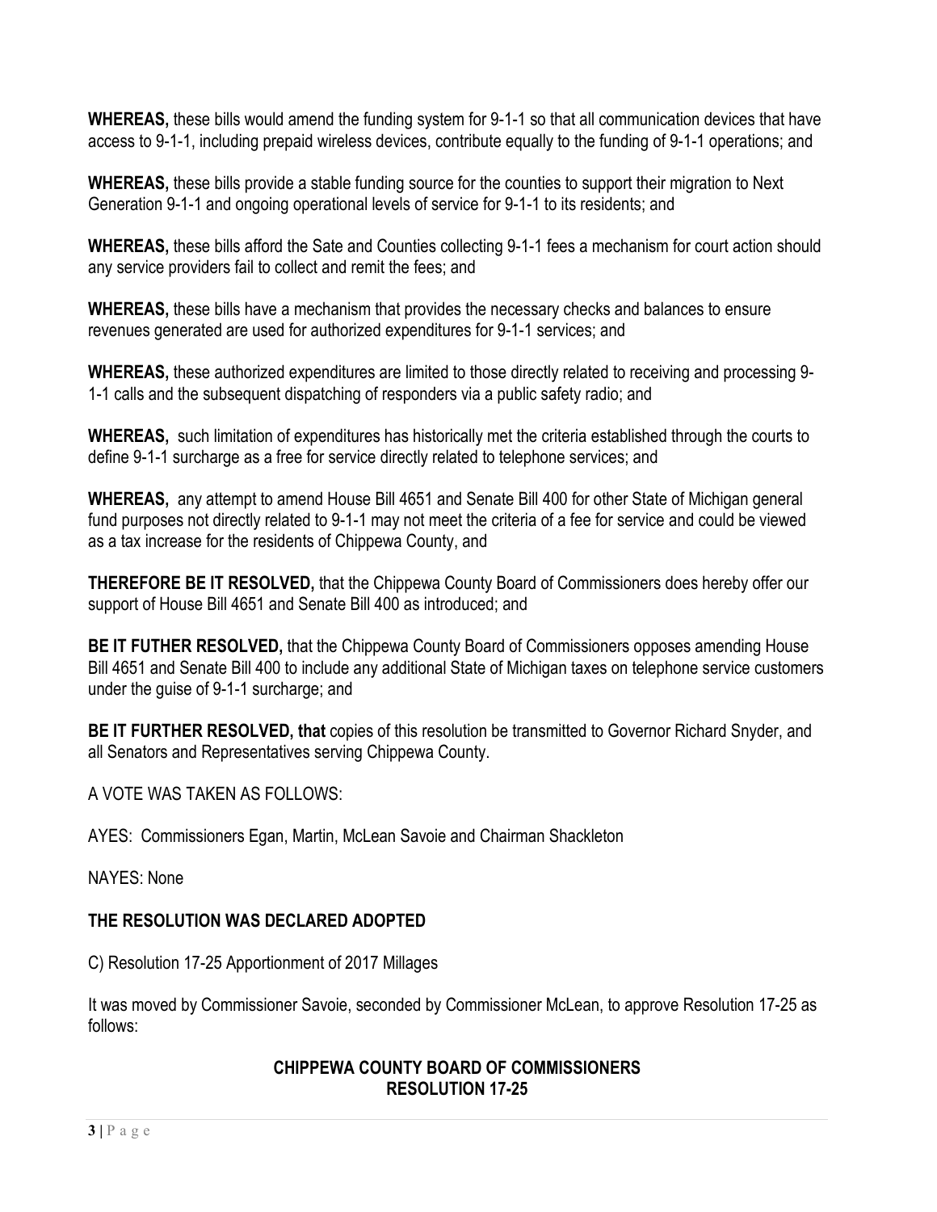**WHEREAS,** these bills would amend the funding system for 9-1-1 so that all communication devices that have access to 9-1-1, including prepaid wireless devices, contribute equally to the funding of 9-1-1 operations; and

**WHEREAS,** these bills provide a stable funding source for the counties to support their migration to Next Generation 9-1-1 and ongoing operational levels of service for 9-1-1 to its residents; and

**WHEREAS,** these bills afford the Sate and Counties collecting 9-1-1 fees a mechanism for court action should any service providers fail to collect and remit the fees; and

**WHEREAS,** these bills have a mechanism that provides the necessary checks and balances to ensure revenues generated are used for authorized expenditures for 9-1-1 services; and

**WHEREAS,** these authorized expenditures are limited to those directly related to receiving and processing 9-1-1 calls and the subsequent dispatching of responders via a public safety radio; and

**WHEREAS,** such limitation of expenditures has historically met the criteria established through the courts to define 9-1-1 surcharge as a free for service directly related to telephone services; and

**WHEREAS,** any attempt to amend House Bill 4651 and Senate Bill 400 for other State of Michigan general fund purposes not directly related to 9-1-1 may not meet the criteria of a fee for service and could be viewed as a tax increase for the residents of Chippewa County, and

**THEREFORE BE IT RESOLVED,** that the Chippewa County Board of Commissioners does hereby offer our support of House Bill 4651 and Senate Bill 400 as introduced; and

**BE IT FUTHER RESOLVED,** that the Chippewa County Board of Commissioners opposes amending House Bill 4651 and Senate Bill 400 to include any additional State of Michigan taxes on telephone service customers under the guise of 9-1-1 surcharge; and

**BE IT FURTHER RESOLVED, that** copies of this resolution be transmitted to Governor Richard Snyder, and all Senators and Representatives serving Chippewa County.

A VOTE WAS TAKEN AS FOLLOWS:

AYES: Commissioners Egan, Martin, McLean Savoie and Chairman Shackleton

NAYES: None

**THE RESOLUTION WAS DECLARED ADOPTED**

C) Resolution 17-25 Apportionment of 2017 Millages

It was moved by Commissioner Savoie, seconded by Commissioner McLean, to approve Resolution 17-25 as follows:

**CHIPPEWA COUNTY BOARD OF COMMISSIONERS**
**RESOLUTION 17-25**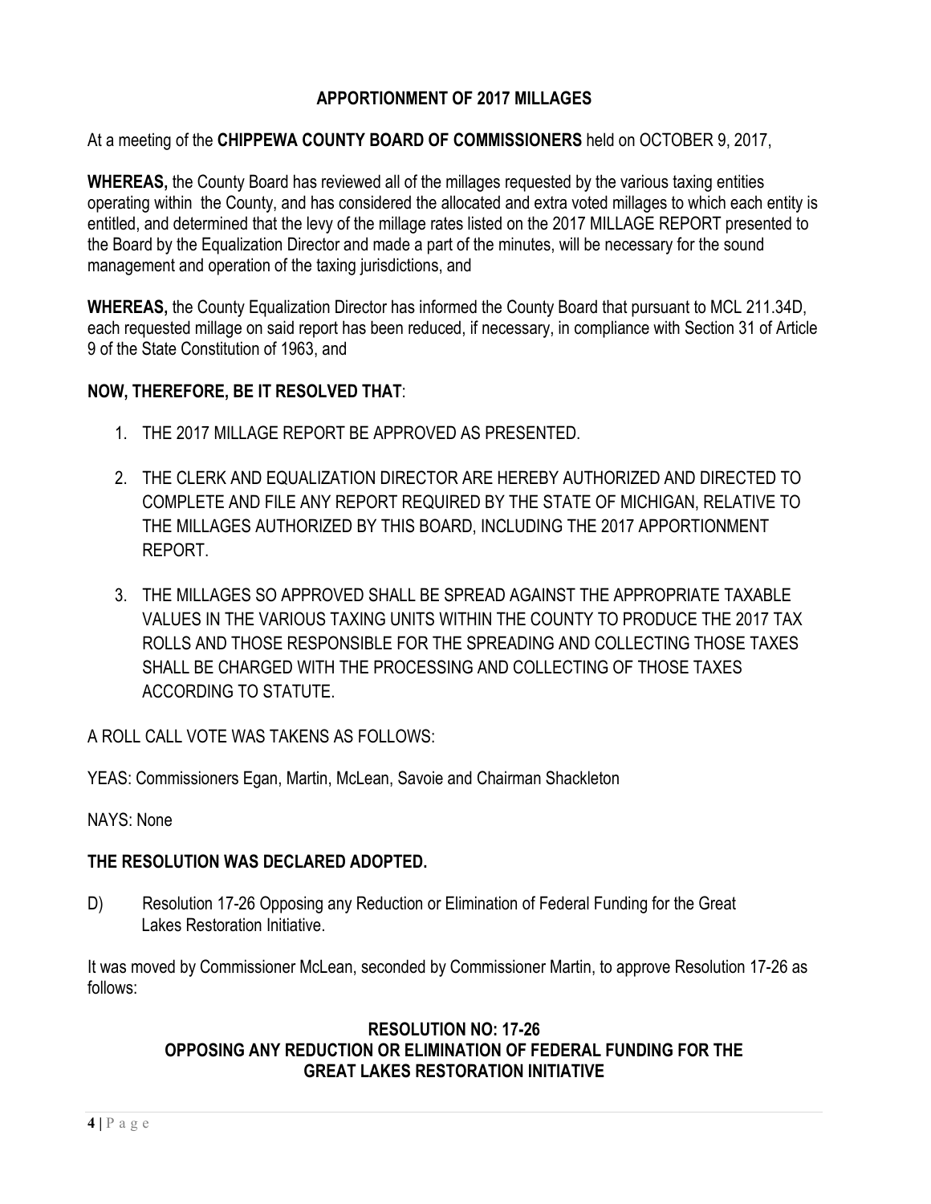**APPORTIONMENT OF 2017 MILLAGES**

At a meeting of the **CHIPPEWA COUNTY BOARD OF COMMISSIONERS** held on OCTOBER 9, 2017,

**WHEREAS,** the County Board has reviewed all of the millages requested by the various taxing entities operating within the County, and has considered the allocated and extra voted millages to which each entity is entitled, and determined that the levy of the millage rates listed on the 2017 MILLAGE REPORT presented to the Board by the Equalization Director and made a part of the minutes, will be necessary for the sound management and operation of the taxing jurisdictions, and

**WHEREAS,** the County Equalization Director has informed the County Board that pursuant to MCL 211.34D, each requested millage on said report has been reduced, if necessary, in compliance with Section 31 of Article 9 of the State Constitution of 1963, and

**NOW, THEREFORE, BE IT RESOLVED THAT**:

1. THE 2017 MILLAGE REPORT BE APPROVED AS PRESENTED.
2. THE CLERK AND EQUALIZATION DIRECTOR ARE HEREBY AUTHORIZED AND DIRECTED TO COMPLETE AND FILE ANY REPORT REQUIRED BY THE STATE OF MICHIGAN, RELATIVE TO THE MILLAGES AUTHORIZED BY THIS BOARD, INCLUDING THE 2017 APPORTIONMENT REPORT.
3. THE MILLAGES SO APPROVED SHALL BE SPREAD AGAINST THE APPROPRIATE TAXABLE VALUES IN THE VARIOUS TAXING UNITS WITHIN THE COUNTY TO PRODUCE THE 2017 TAX ROLLS AND THOSE RESPONSIBLE FOR THE SPREADING AND COLLECTING THOSE TAXES SHALL BE CHARGED WITH THE PROCESSING AND COLLECTING OF THOSE TAXES ACCORDING TO STATUTE.

A ROLL CALL VOTE WAS TAKENS AS FOLLOWS:

YEAS: Commissioners Egan, Martin, McLean, Savoie and Chairman Shackleton

NAYS: None

**THE RESOLUTION WAS DECLARED ADOPTED.**

D) Resolution 17-26 Opposing any Reduction or Elimination of Federal Funding for the Great Lakes Restoration Initiative.

It was moved by Commissioner McLean, seconded by Commissioner Martin, to approve Resolution 17-26 as follows:

**RESOLUTION NO: 17-26**
**OPPOSING ANY REDUCTION OR ELIMINATION OF FEDERAL FUNDING FOR THE GREAT LAKES RESTORATION INITIATIVE**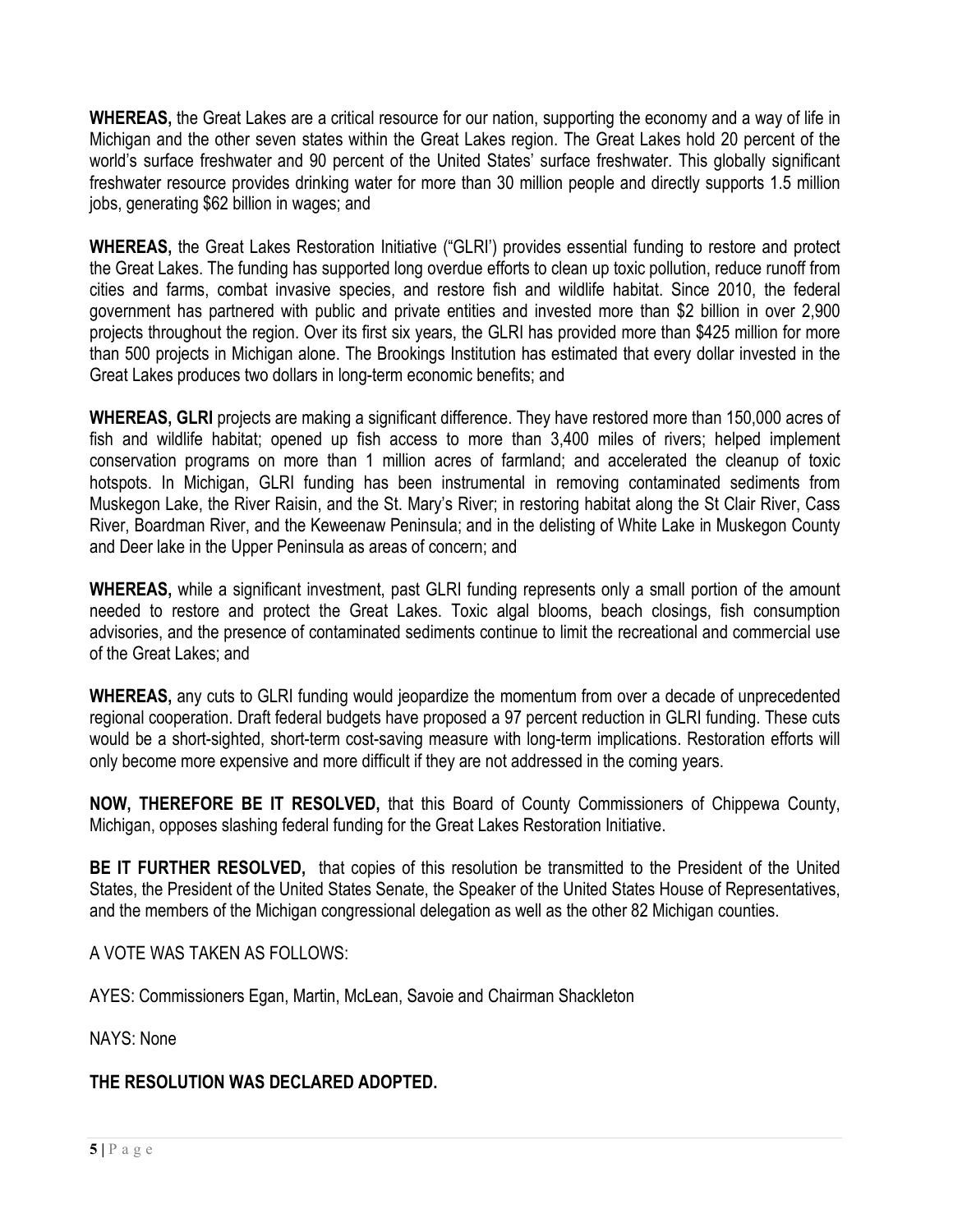**WHEREAS,** the Great Lakes are a critical resource for our nation, supporting the economy and a way of life in Michigan and the other seven states within the Great Lakes region. The Great Lakes hold 20 percent of the world's surface freshwater and 90 percent of the United States' surface freshwater. This globally significant freshwater resource provides drinking water for more than 30 million people and directly supports 1.5 million jobs, generating $62 billion in wages; and

**WHEREAS,** the Great Lakes Restoration Initiative ("GLRI') provides essential funding to restore and protect the Great Lakes. The funding has supported long overdue efforts to clean up toxic pollution, reduce runoff from cities and farms, combat invasive species, and restore fish and wildlife habitat. Since 2010, the federal government has partnered with public and private entities and invested more than $2 billion in over 2,900 projects throughout the region. Over its first six years, the GLRI has provided more than $425 million for more than 500 projects in Michigan alone. The Brookings Institution has estimated that every dollar invested in the Great Lakes produces two dollars in long-term economic benefits; and

**WHEREAS, GLRI** projects are making a significant difference. They have restored more than 150,000 acres of fish and wildlife habitat; opened up fish access to more than 3,400 miles of rivers; helped implement conservation programs on more than 1 million acres of farmland; and accelerated the cleanup of toxic hotspots. In Michigan, GLRI funding has been instrumental in removing contaminated sediments from Muskegon Lake, the River Raisin, and the St. Mary's River; in restoring habitat along the St Clair River, Cass River, Boardman River, and the Keweenaw Peninsula; and in the delisting of White Lake in Muskegon County and Deer lake in the Upper Peninsula as areas of concern; and

**WHEREAS,** while a significant investment, past GLRI funding represents only a small portion of the amount needed to restore and protect the Great Lakes. Toxic algal blooms, beach closings, fish consumption advisories, and the presence of contaminated sediments continue to limit the recreational and commercial use of the Great Lakes; and

**WHEREAS,** any cuts to GLRI funding would jeopardize the momentum from over a decade of unprecedented regional cooperation. Draft federal budgets have proposed a 97 percent reduction in GLRI funding. These cuts would be a short-sighted, short-term cost-saving measure with long-term implications. Restoration efforts will only become more expensive and more difficult if they are not addressed in the coming years.

**NOW, THEREFORE BE IT RESOLVED,** that this Board of County Commissioners of Chippewa County, Michigan, opposes slashing federal funding for the Great Lakes Restoration Initiative.

**BE IT FURTHER RESOLVED,** that copies of this resolution be transmitted to the President of the United States, the President of the United States Senate, the Speaker of the United States House of Representatives, and the members of the Michigan congressional delegation as well as the other 82 Michigan counties.

A VOTE WAS TAKEN AS FOLLOWS:

AYES: Commissioners Egan, Martin, McLean, Savoie and Chairman Shackleton

NAYS: None

**THE RESOLUTION WAS DECLARED ADOPTED.**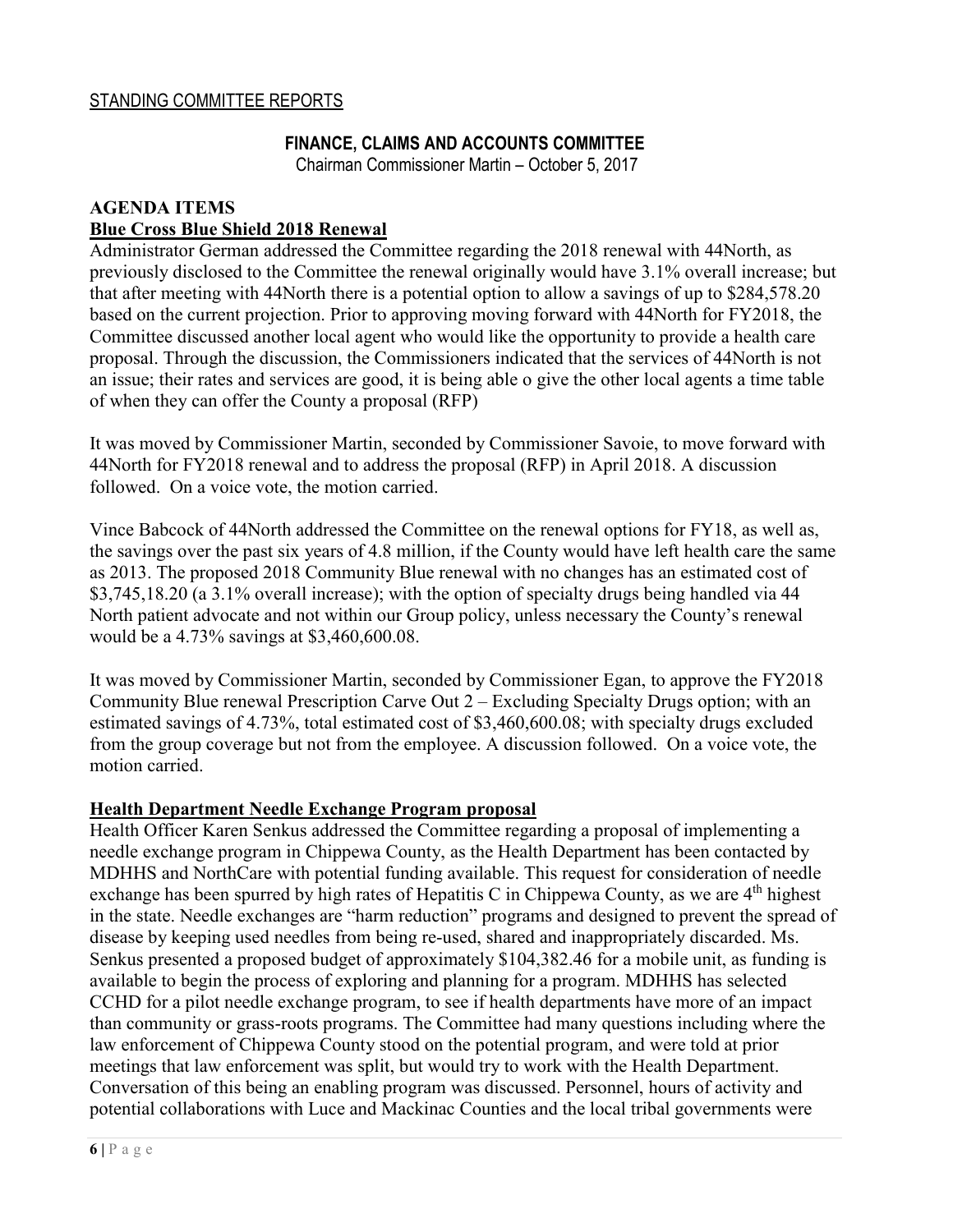STANDING COMMITTEE REPORTS

## FINANCE, CLAIMS AND ACCOUNTS COMMITTEE

Chairman Commissioner Martin – October 5, 2017

**AGENDA ITEMS**

**Blue Cross Blue Shield 2018 Renewal**

Administrator German addressed the Committee regarding the 2018 renewal with 44North, as previously disclosed to the Committee the renewal originally would have 3.1% overall increase; but that after meeting with 44North there is a potential option to allow a savings of up to $284,578.20 based on the current projection. Prior to approving moving forward with 44North for FY2018, the Committee discussed another local agent who would like the opportunity to provide a health care proposal. Through the discussion, the Commissioners indicated that the services of 44North is not an issue; their rates and services are good, it is being able o give the other local agents a time table of when they can offer the County a proposal (RFP)

It was moved by Commissioner Martin, seconded by Commissioner Savoie, to move forward with 44North for FY2018 renewal and to address the proposal (RFP) in April 2018. A discussion followed. On a voice vote, the motion carried.

Vince Babcock of 44North addressed the Committee on the renewal options for FY18, as well as, the savings over the past six years of 4.8 million, if the County would have left health care the same as 2013. The proposed 2018 Community Blue renewal with no changes has an estimated cost of $3,745,18.20 (a 3.1% overall increase); with the option of specialty drugs being handled via 44 North patient advocate and not within our Group policy, unless necessary the County's renewal would be a 4.73% savings at $3,460,600.08.

It was moved by Commissioner Martin, seconded by Commissioner Egan, to approve the FY2018 Community Blue renewal Prescription Carve Out 2 – Excluding Specialty Drugs option; with an estimated savings of 4.73%, total estimated cost of $3,460,600.08; with specialty drugs excluded from the group coverage but not from the employee. A discussion followed. On a voice vote, the motion carried.

**Health Department Needle Exchange Program proposal**

Health Officer Karen Senkus addressed the Committee regarding a proposal of implementing a needle exchange program in Chippewa County, as the Health Department has been contacted by MDHHS and NorthCare with potential funding available. This request for consideration of needle exchange has been spurred by high rates of Hepatitis C in Chippewa County, as we are 4th highest in the state. Needle exchanges are "harm reduction" programs and designed to prevent the spread of disease by keeping used needles from being re-used, shared and inappropriately discarded. Ms. Senkus presented a proposed budget of approximately $104,382.46 for a mobile unit, as funding is available to begin the process of exploring and planning for a program. MDHHS has selected CCHD for a pilot needle exchange program, to see if health departments have more of an impact than community or grass-roots programs. The Committee had many questions including where the law enforcement of Chippewa County stood on the potential program, and were told at prior meetings that law enforcement was split, but would try to work with the Health Department. Conversation of this being an enabling program was discussed. Personnel, hours of activity and potential collaborations with Luce and Mackinac Counties and the local tribal governments were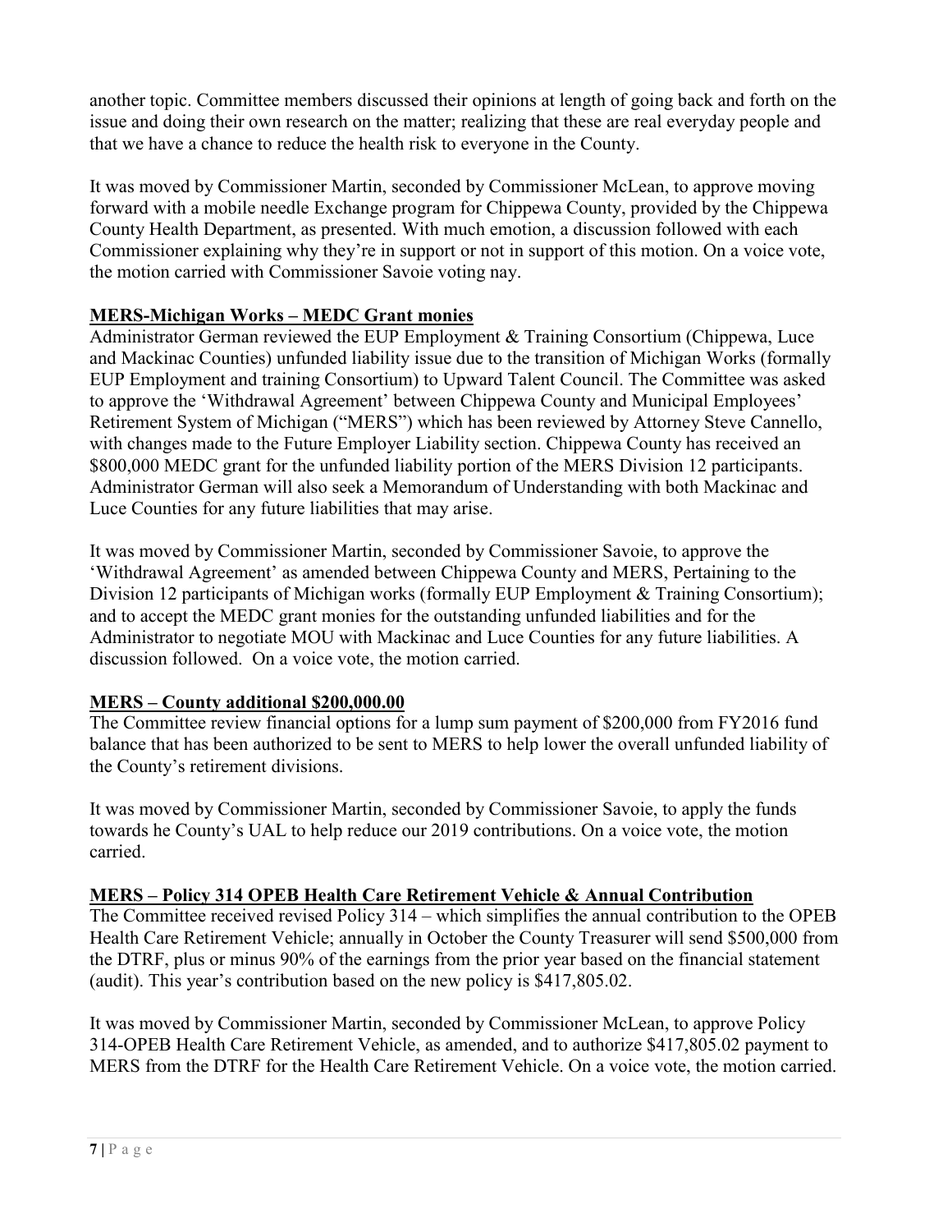another topic. Committee members discussed their opinions at length of going back and forth on the issue and doing their own research on the matter; realizing that these are real everyday people and that we have a chance to reduce the health risk to everyone in the County.

It was moved by Commissioner Martin, seconded by Commissioner McLean, to approve moving forward with a mobile needle Exchange program for Chippewa County, provided by the Chippewa County Health Department, as presented. With much emotion, a discussion followed with each Commissioner explaining why they're in support or not in support of this motion. On a voice vote, the motion carried with Commissioner Savoie voting nay.

**MERS-Michigan Works – MEDC Grant monies**

Administrator German reviewed the EUP Employment & Training Consortium (Chippewa, Luce and Mackinac Counties) unfunded liability issue due to the transition of Michigan Works (formally EUP Employment and training Consortium) to Upward Talent Council. The Committee was asked to approve the 'Withdrawal Agreement' between Chippewa County and Municipal Employees' Retirement System of Michigan ("MERS") which has been reviewed by Attorney Steve Cannello, with changes made to the Future Employer Liability section. Chippewa County has received an $800,000 MEDC grant for the unfunded liability portion of the MERS Division 12 participants. Administrator German will also seek a Memorandum of Understanding with both Mackinac and Luce Counties for any future liabilities that may arise.

It was moved by Commissioner Martin, seconded by Commissioner Savoie, to approve the 'Withdrawal Agreement' as amended between Chippewa County and MERS, Pertaining to the Division 12 participants of Michigan works (formally EUP Employment & Training Consortium); and to accept the MEDC grant monies for the outstanding unfunded liabilities and for the Administrator to negotiate MOU with Mackinac and Luce Counties for any future liabilities. A discussion followed. On a voice vote, the motion carried.

**MERS – County additional $200,000.00**

The Committee review financial options for a lump sum payment of $200,000 from FY2016 fund balance that has been authorized to be sent to MERS to help lower the overall unfunded liability of the County's retirement divisions.

It was moved by Commissioner Martin, seconded by Commissioner Savoie, to apply the funds towards he County's UAL to help reduce our 2019 contributions. On a voice vote, the motion carried.

**MERS – Policy 314 OPEB Health Care Retirement Vehicle & Annual Contribution**

The Committee received revised Policy 314 – which simplifies the annual contribution to the OPEB Health Care Retirement Vehicle; annually in October the County Treasurer will send $500,000 from the DTRF, plus or minus 90% of the earnings from the prior year based on the financial statement (audit). This year's contribution based on the new policy is $417,805.02.

It was moved by Commissioner Martin, seconded by Commissioner McLean, to approve Policy 314-OPEB Health Care Retirement Vehicle, as amended, and to authorize $417,805.02 payment to MERS from the DTRF for the Health Care Retirement Vehicle. On a voice vote, the motion carried.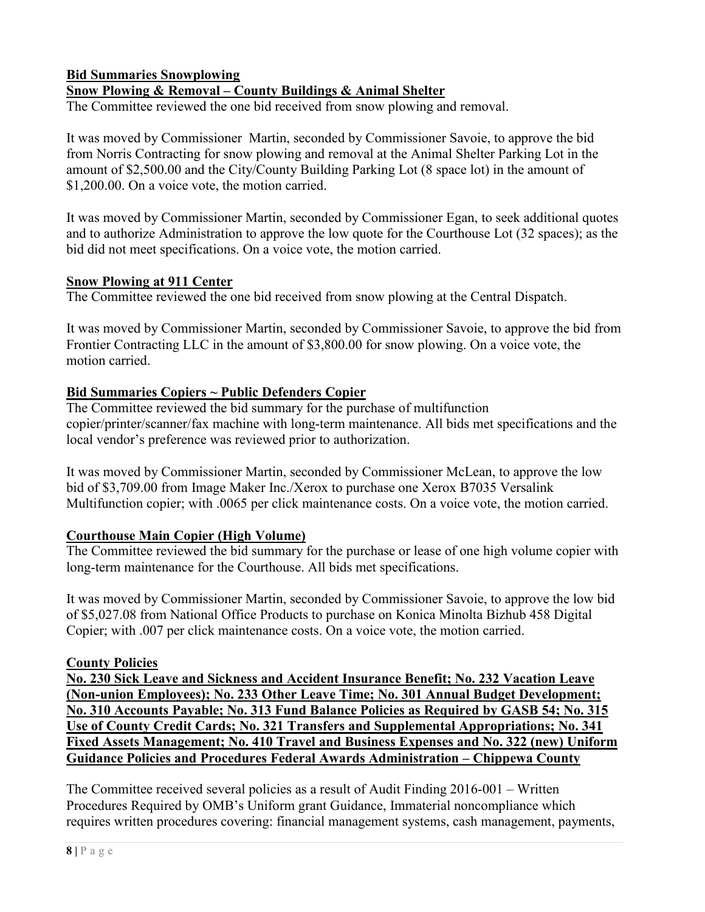**Bid Summaries Snowplowing**

**Snow Plowing & Removal – County Buildings & Animal Shelter**

The Committee reviewed the one bid received from snow plowing and removal.

It was moved by Commissioner Martin, seconded by Commissioner Savoie, to approve the bid from Norris Contracting for snow plowing and removal at the Animal Shelter Parking Lot in the amount of $2,500.00 and the City/County Building Parking Lot (8 space lot) in the amount of $1,200.00. On a voice vote, the motion carried.

It was moved by Commissioner Martin, seconded by Commissioner Egan, to seek additional quotes and to authorize Administration to approve the low quote for the Courthouse Lot (32 spaces); as the bid did not meet specifications. On a voice vote, the motion carried.

**Snow Plowing at 911 Center**

The Committee reviewed the one bid received from snow plowing at the Central Dispatch.

It was moved by Commissioner Martin, seconded by Commissioner Savoie, to approve the bid from Frontier Contracting LLC in the amount of $3,800.00 for snow plowing. On a voice vote, the motion carried.

**Bid Summaries Copiers ~ Public Defenders Copier**

The Committee reviewed the bid summary for the purchase of multifunction copier/printer/scanner/fax machine with long-term maintenance. All bids met specifications and the local vendor's preference was reviewed prior to authorization.

It was moved by Commissioner Martin, seconded by Commissioner McLean, to approve the low bid of $3,709.00 from Image Maker Inc./Xerox to purchase one Xerox B7035 Versalink Multifunction copier; with .0065 per click maintenance costs. On a voice vote, the motion carried.

**Courthouse Main Copier (High Volume)**

The Committee reviewed the bid summary for the purchase or lease of one high volume copier with long-term maintenance for the Courthouse. All bids met specifications.

It was moved by Commissioner Martin, seconded by Commissioner Savoie, to approve the low bid of $5,027.08 from National Office Products to purchase on Konica Minolta Bizhub 458 Digital Copier; with .007 per click maintenance costs. On a voice vote, the motion carried.

**County Policies**

**No. 230 Sick Leave and Sickness and Accident Insurance Benefit; No. 232 Vacation Leave (Non-union Employees); No. 233 Other Leave Time; No. 301 Annual Budget Development; No. 310 Accounts Payable; No. 313 Fund Balance Policies as Required by GASB 54; No. 315 Use of County Credit Cards; No. 321 Transfers and Supplemental Appropriations; No. 341 Fixed Assets Management; No. 410 Travel and Business Expenses and No. 322 (new) Uniform Guidance Policies and Procedures Federal Awards Administration – Chippewa County**

The Committee received several policies as a result of Audit Finding 2016-001 – Written Procedures Required by OMB's Uniform grant Guidance, Immaterial noncompliance which requires written procedures covering: financial management systems, cash management, payments,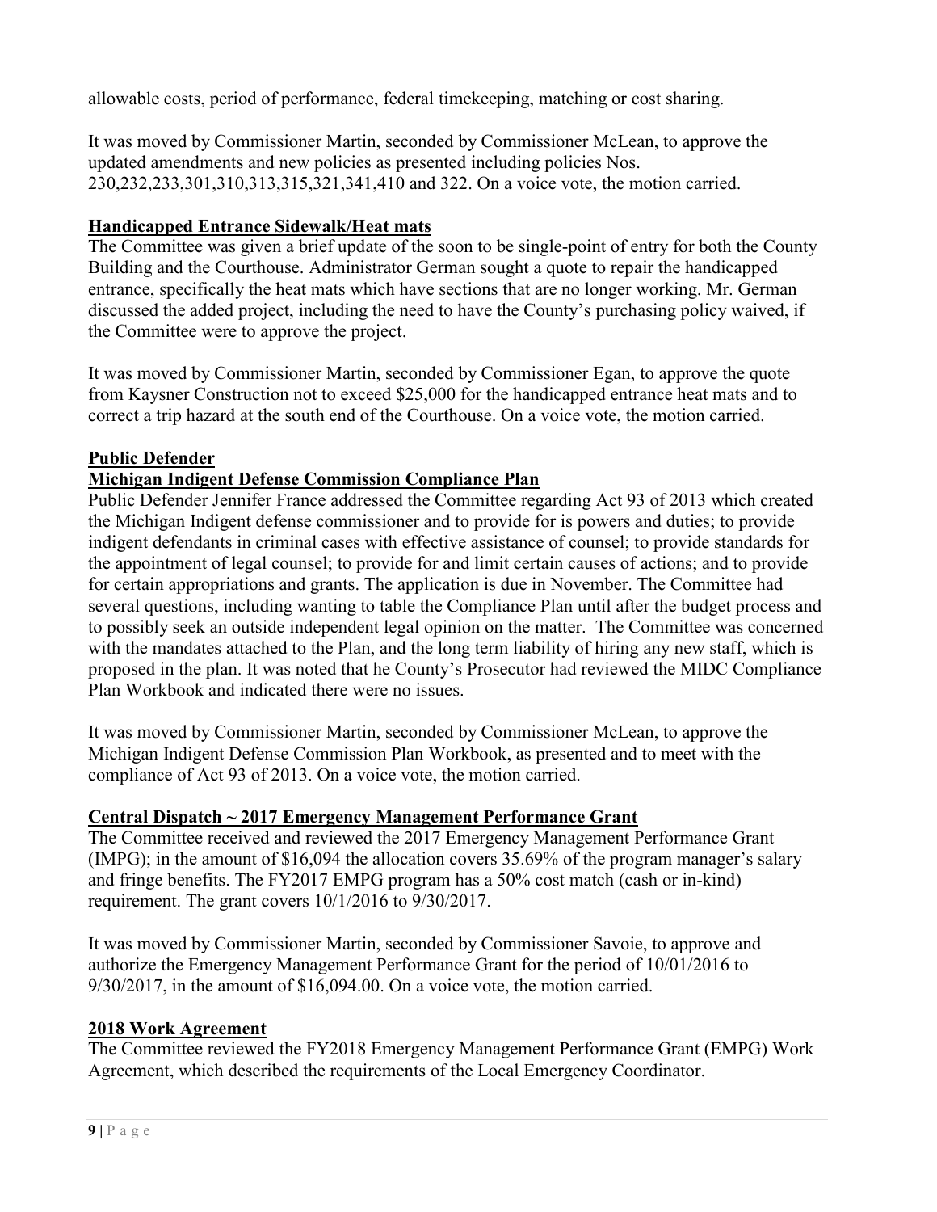allowable costs, period of performance, federal timekeeping, matching or cost sharing.

It was moved by Commissioner Martin, seconded by Commissioner McLean, to approve the updated amendments and new policies as presented including policies Nos. 230,232,233,301,310,313,315,321,341,410 and 322. On a voice vote, the motion carried.

**Handicapped Entrance Sidewalk/Heat mats**

The Committee was given a brief update of the soon to be single-point of entry for both the County Building and the Courthouse. Administrator German sought a quote to repair the handicapped entrance, specifically the heat mats which have sections that are no longer working. Mr. German discussed the added project, including the need to have the County's purchasing policy waived, if the Committee were to approve the project.

It was moved by Commissioner Martin, seconded by Commissioner Egan, to approve the quote from Kaysner Construction not to exceed $25,000 for the handicapped entrance heat mats and to correct a trip hazard at the south end of the Courthouse. On a voice vote, the motion carried.

**Public Defender**

**Michigan Indigent Defense Commission Compliance Plan**

Public Defender Jennifer France addressed the Committee regarding Act 93 of 2013 which created the Michigan Indigent defense commissioner and to provide for is powers and duties; to provide indigent defendants in criminal cases with effective assistance of counsel; to provide standards for the appointment of legal counsel; to provide for and limit certain causes of actions; and to provide for certain appropriations and grants. The application is due in November. The Committee had several questions, including wanting to table the Compliance Plan until after the budget process and to possibly seek an outside independent legal opinion on the matter. The Committee was concerned with the mandates attached to the Plan, and the long term liability of hiring any new staff, which is proposed in the plan. It was noted that he County's Prosecutor had reviewed the MIDC Compliance Plan Workbook and indicated there were no issues.

It was moved by Commissioner Martin, seconded by Commissioner McLean, to approve the Michigan Indigent Defense Commission Plan Workbook, as presented and to meet with the compliance of Act 93 of 2013. On a voice vote, the motion carried.

**Central Dispatch ~ 2017 Emergency Management Performance Grant**

The Committee received and reviewed the 2017 Emergency Management Performance Grant (IMPG); in the amount of $16,094 the allocation covers 35.69% of the program manager's salary and fringe benefits. The FY2017 EMPG program has a 50% cost match (cash or in-kind) requirement. The grant covers 10/1/2016 to 9/30/2017.

It was moved by Commissioner Martin, seconded by Commissioner Savoie, to approve and authorize the Emergency Management Performance Grant for the period of 10/01/2016 to 9/30/2017, in the amount of $16,094.00. On a voice vote, the motion carried.

**2018 Work Agreement**

The Committee reviewed the FY2018 Emergency Management Performance Grant (EMPG) Work Agreement, which described the requirements of the Local Emergency Coordinator.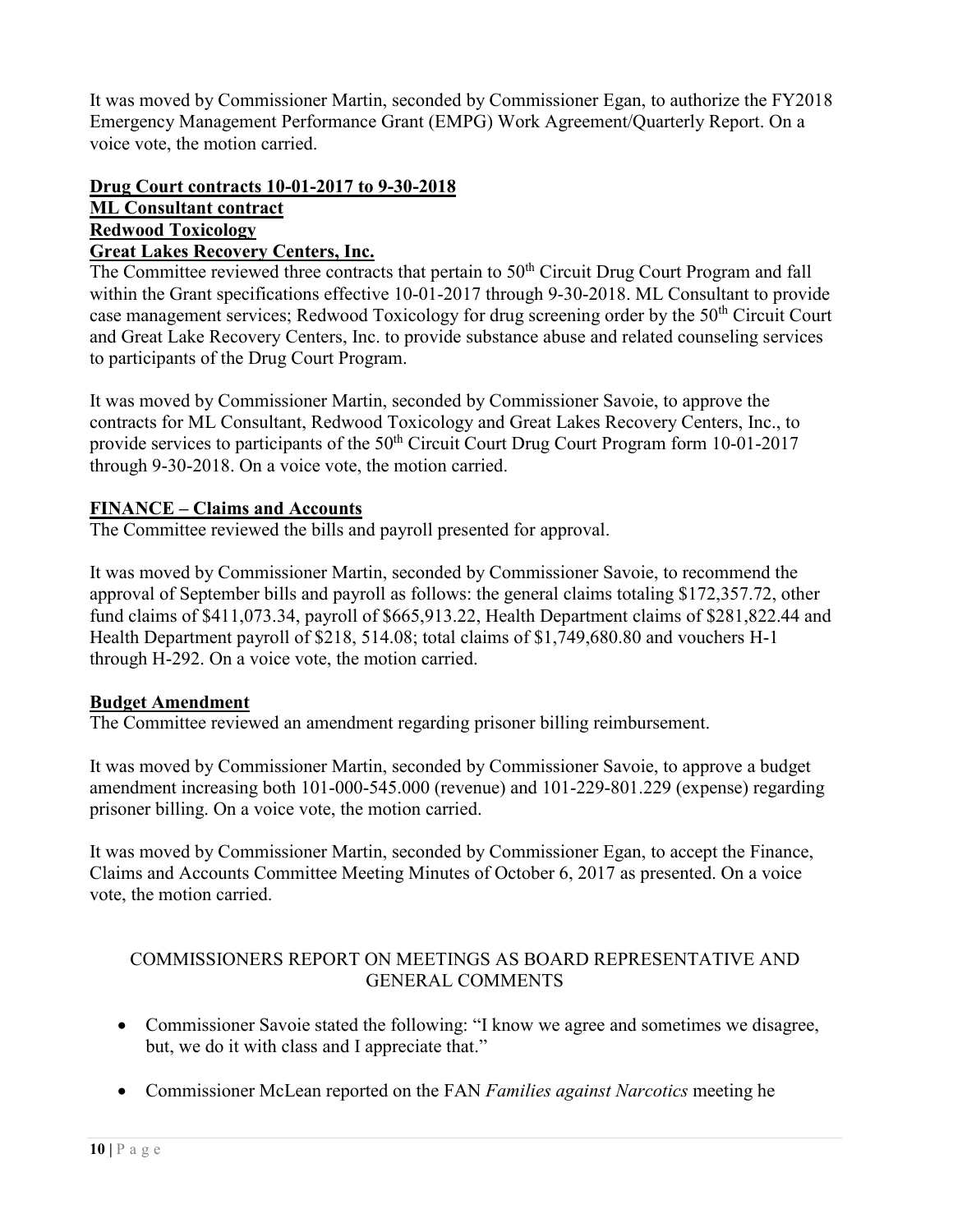It was moved by Commissioner Martin, seconded by Commissioner Egan, to authorize the FY2018 Emergency Management Performance Grant (EMPG) Work Agreement/Quarterly Report. On a voice vote, the motion carried.

**Drug Court contracts 10-01-2017 to 9-30-2018**
**ML Consultant contract**
**Redwood Toxicology**
**Great Lakes Recovery Centers, Inc.**

The Committee reviewed three contracts that pertain to 50th Circuit Drug Court Program and fall within the Grant specifications effective 10-01-2017 through 9-30-2018. ML Consultant to provide case management services; Redwood Toxicology for drug screening order by the 50th Circuit Court and Great Lake Recovery Centers, Inc. to provide substance abuse and related counseling services to participants of the Drug Court Program.

It was moved by Commissioner Martin, seconded by Commissioner Savoie, to approve the contracts for ML Consultant, Redwood Toxicology and Great Lakes Recovery Centers, Inc., to provide services to participants of the 50th Circuit Court Drug Court Program form 10-01-2017 through 9-30-2018. On a voice vote, the motion carried.

**FINANCE – Claims and Accounts**

The Committee reviewed the bills and payroll presented for approval.

It was moved by Commissioner Martin, seconded by Commissioner Savoie, to recommend the approval of September bills and payroll as follows: the general claims totaling $172,357.72, other fund claims of $411,073.34, payroll of $665,913.22, Health Department claims of $281,822.44 and Health Department payroll of $218, 514.08; total claims of $1,749,680.80 and vouchers H-1 through H-292. On a voice vote, the motion carried.

**Budget Amendment**

The Committee reviewed an amendment regarding prisoner billing reimbursement.

It was moved by Commissioner Martin, seconded by Commissioner Savoie, to approve a budget amendment increasing both 101-000-545.000 (revenue) and 101-229-801.229 (expense) regarding prisoner billing. On a voice vote, the motion carried.

It was moved by Commissioner Martin, seconded by Commissioner Egan, to accept the Finance, Claims and Accounts Committee Meeting Minutes of October 6, 2017 as presented. On a voice vote, the motion carried.

COMMISSIONERS REPORT ON MEETINGS AS BOARD REPRESENTATIVE AND GENERAL COMMENTS

- Commissioner Savoie stated the following: "I know we agree and sometimes we disagree, but, we do it with class and I appreciate that."
- Commissioner McLean reported on the FAN *Families against Narcotics* meeting he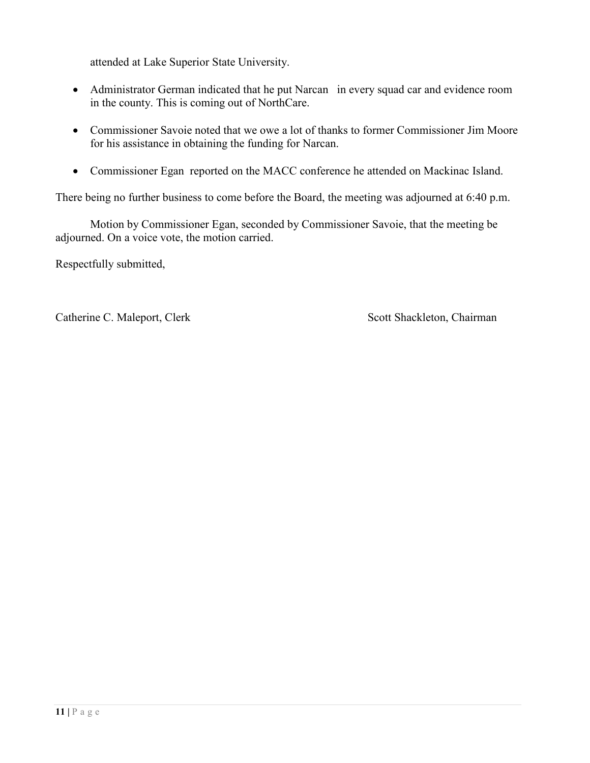attended at Lake Superior State University.

- Administrator German indicated that he put Narcan in every squad car and evidence room in the county. This is coming out of NorthCare.
- Commissioner Savoie noted that we owe a lot of thanks to former Commissioner Jim Moore for his assistance in obtaining the funding for Narcan.
- Commissioner Egan reported on the MACC conference he attended on Mackinac Island.

There being no further business to come before the Board, the meeting was adjourned at 6:40 p.m.

Motion by Commissioner Egan, seconded by Commissioner Savoie, that the meeting be adjourned. On a voice vote, the motion carried.

Respectfully submitted,

Catherine C. Maleport, Clerk

Scott Shackleton, Chairman